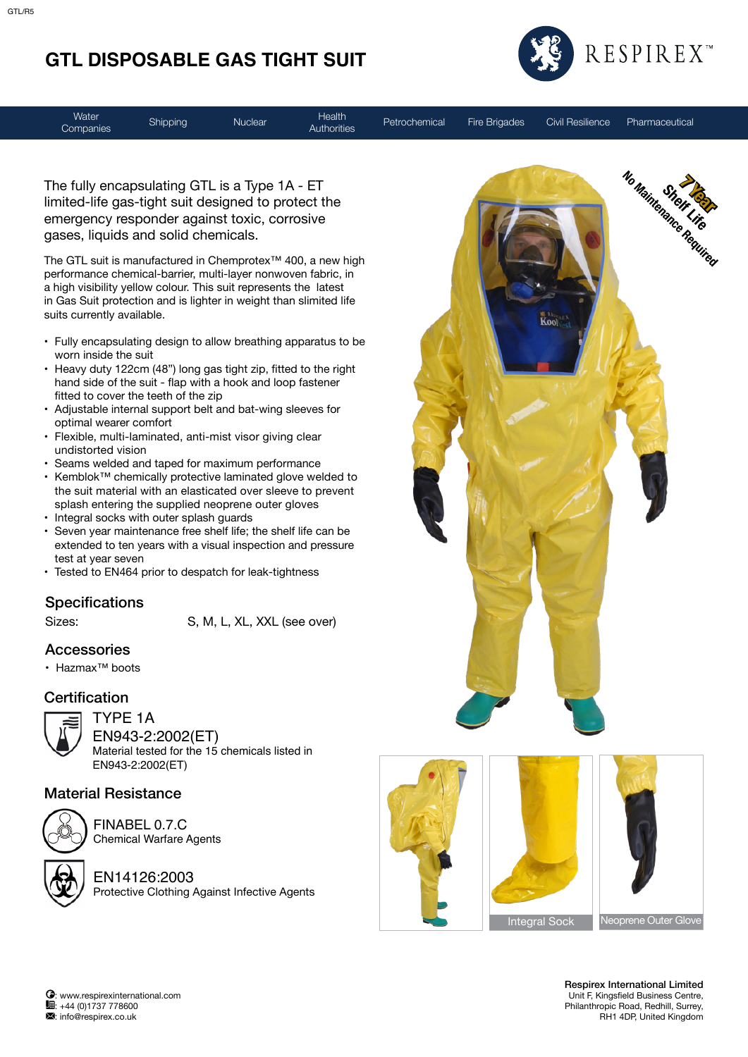# GTL DISPOSABLE GAS TIGHT SUIT

RESPIREX™

Water Companies | Shipping | Nuclear | Health Authorities | Petrochemical | Fire Brigades | Civil Resilience | Pharmaceutical

The fully encapsulating GTL is a Type 1A - ET limited-life gas-tight suit designed to protect the emergency responder against toxic, corrosive gases, liquids and solid chemicals.

The GTL suit is manufactured in Chemprotex™ 400, a new high performance chemical-barrier, multi-layer nonwoven fabric, in a high visibility yellow colour. This suit represents the latest in Gas Suit protection and is lighter in weight than slimited life suits currently available.

- Fully encapsulating design to allow breathing apparatus to be worn inside the suit
- Heavy duty 122cm (48") long gas tight zip, fitted to the right hand side of the suit - flap with a hook and loop fastener fitted to cover the teeth of the zip
- Adjustable internal support belt and bat-wing sleeves for optimal wearer comfort
- Flexible, multi-laminated, anti-mist visor giving clear undistorted vision
- Seams welded and taped for maximum performance
- Kemblok™ chemically protective laminated glove welded to the suit material with an elasticated over sleeve to prevent splash entering the supplied neoprene outer gloves
- Integral socks with outer splash guards
- Seven year maintenance free shelf life; the shelf life can be extended to ten years with a visual inspection and pressure test at year seven
- Tested to EN464 prior to despatch for leak-tightness

7 Year Shelf Life
No Maintenance Required

## Specifications

Sizes: S, M, L, XL, XXL (see over)

## Accessories

- Hazmax™ boots

## Certification

TYPE 1A

EN943-2:2002(ET)

Material tested for the 15 chemicals listed in EN943-2:2002(ET)

## Material Resistance

FINABEL 0.7.C

Chemical Warfare Agents

EN14126:2003

Protective Clothing Against Infective Agents

Integral Sock

Neoprene Outer Glove

: www.respirexinternational.com
: +44 (0)1737 778600
: info@respirex.co.uk

**Respirex International Limited**
Unit F, Kingsfield Business Centre,
Philanthropic Road, Redhill, Surrey,
RH1 4DP, United Kingdom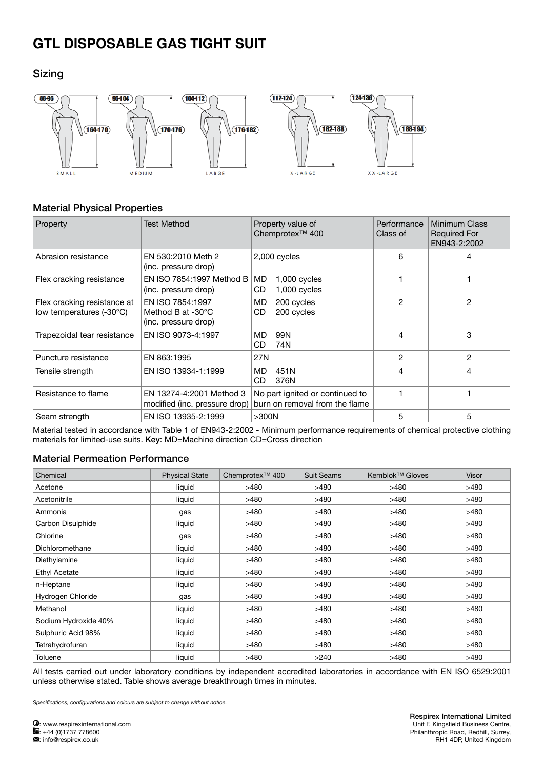# GTL DISPOSABLE GAS TIGHT SUIT

## Sizing

88-96
164-170
SMALL

96-104
170-176
MEDIUM

104-112
176-182
LARGE

112-124
182-188
X-LARGE

124-136
188-194
XX-LARGE

## Material Physical Properties

| Property | Test Method | Property value of Chemprotex™ 400 | Performance Class of | Minimum Class Required For EN943-2:2002 |
|---|---|---|---|---|
| Abrasion resistance | EN 530:2010 Meth 2 (inc. pressure drop) | 2,000 cycles | 6 | 4 |
| Flex cracking resistance | EN ISO 7854:1997 Method B (inc. pressure drop) | MD 1,000 cycles<br>CD 1,000 cycles | 1 | 1 |
| Flex cracking resistance at low temperatures (-30°C) | EN ISO 7854:1997 Method B at -30°C (inc. pressure drop) | MD 200 cycles<br>CD 200 cycles | 2 | 2 |
| Trapezoidal tear resistance | EN ISO 9073-4:1997 | MD 99N<br>CD 74N | 4 | 3 |
| Puncture resistance | EN 863:1995 | 27N | 2 | 2 |
| Tensile strength | EN ISO 13934-1:1999 | MD 451N<br>CD 376N | 4 | 4 |
| Resistance to flame | EN 13274-4:2001 Method 3 modified (inc. pressure drop) | No part ignited or continued to burn on removal from the flame | 1 | 1 |
| Seam strength | EN ISO 13935-2:1999 | >300N | 5 | 5 |

Material tested in accordance with Table 1 of EN943-2:2002 - Minimum performance requirements of chemical protective clothing materials for limited-use suits. **Key**: MD=Machine direction CD=Cross direction

## Material Permeation Performance

| Chemical | Physical State | Chemprotex™ 400 | Suit Seams | Kemblok™ Gloves | Visor |
|---|---|---|---|---|---|
| Acetone | liquid | >480 | >480 | >480 | >480 |
| Acetonitrile | liquid | >480 | >480 | >480 | >480 |
| Ammonia | gas | >480 | >480 | >480 | >480 |
| Carbon Disulphide | liquid | >480 | >480 | >480 | >480 |
| Chlorine | gas | >480 | >480 | >480 | >480 |
| Dichloromethane | liquid | >480 | >480 | >480 | >480 |
| Diethylamine | liquid | >480 | >480 | >480 | >480 |
| Ethyl Acetate | liquid | >480 | >480 | >480 | >480 |
| n-Heptane | liquid | >480 | >480 | >480 | >480 |
| Hydrogen Chloride | gas | >480 | >480 | >480 | >480 |
| Methanol | liquid | >480 | >480 | >480 | >480 |
| Sodium Hydroxide 40% | liquid | >480 | >480 | >480 | >480 |
| Sulphuric Acid 98% | liquid | >480 | >480 | >480 | >480 |
| Tetrahydrofuran | liquid | >480 | >480 | >480 | >480 |
| Toluene | liquid | >480 | >240 | >480 | >480 |

All tests carried out under laboratory conditions by independent accredited laboratories in accordance with EN ISO 6529:2001 unless otherwise stated. Table shows average breakthrough times in minutes.

*Specifications, configurations and colours are subject to change without notice.*

: www.respirexinternational.com
: +44 (0)1737 778600
: info@respirex.co.uk

**Respirex International Limited**
Unit F, Kingsfield Business Centre,
Philanthropic Road, Redhill, Surrey,
RH1 4DP, United Kingdom